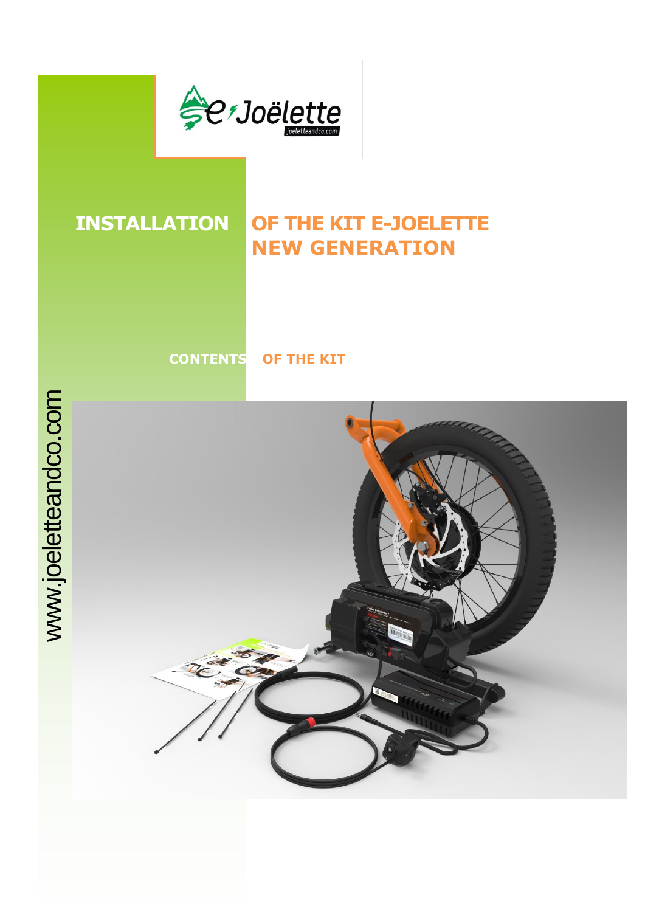# INSTALLATION OF THE KIT E-JOELETTE NEW GENERATION

## CONTENTS OF THE KIT

www.joeletteandco.com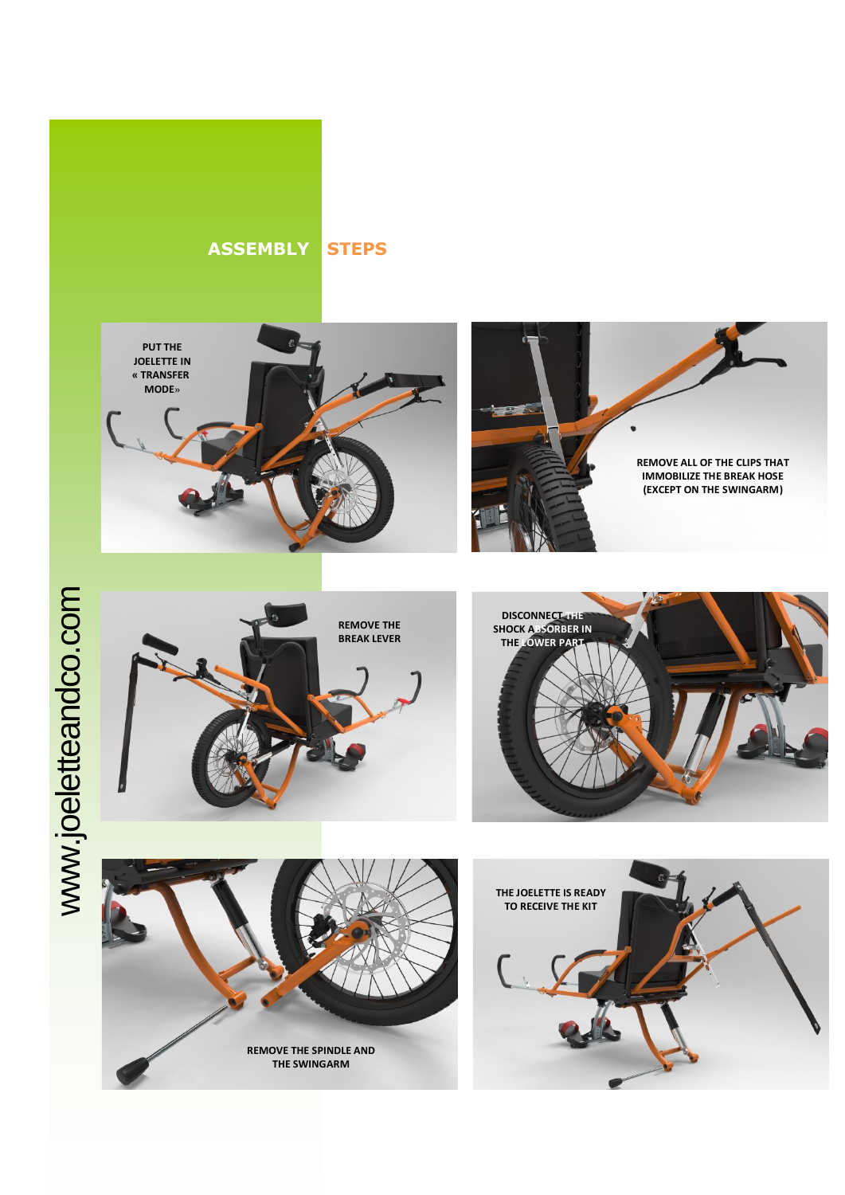## ASSEMBLY STEPS

PUT THE JOELETTE IN « TRANSFER MODE»

REMOVE ALL OF THE CLIPS THAT IMMOBILIZE THE BREAK HOSE (EXCEPT ON THE SWINGARM)

REMOVE THE BREAK LEVER

DISCONNECT THE SHOCK ABSORBER IN THE LOWER PART

REMOVE THE SPINDLE AND THE SWINGARM

THE JOELETTE IS READY TO RECEIVE THE KIT

www.joeletteandco.com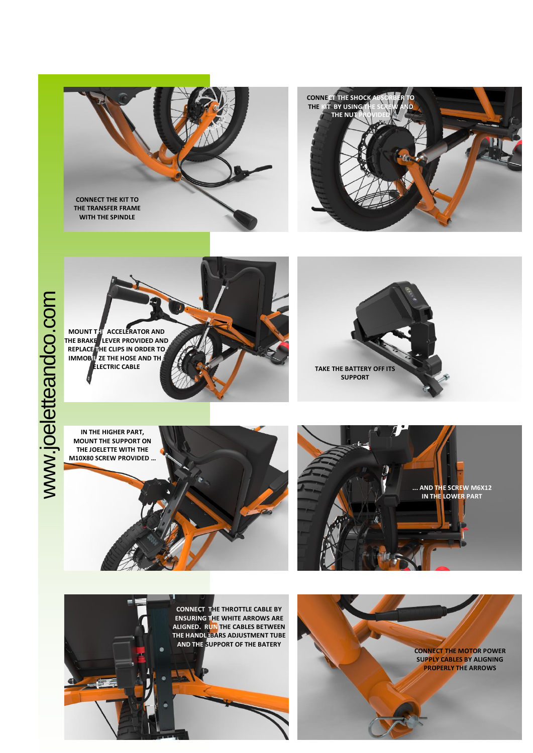CONNECT THE KIT TO THE TRANSFER FRAME WITH THE SPINDLE

CONNECT THE SHOCK ABSORBER TO THE KIT BY USING THE SCREW AND THE NUT PROVIDED

MOUNT THE ACCELERATOR AND THE BRAKE LEVER PROVIDED AND REPLACE THE CLIPS IN ORDER TO IMMOBILIZE THE HOSE AND THE ELECTRIC CABLE

TAKE THE BATTERY OFF ITS SUPPORT

IN THE HIGHER PART, MOUNT THE SUPPORT ON THE JOELETTE WITH THE M10X80 SCREW PROVIDED …

… AND THE SCREW M6X12 IN THE LOWER PART

CONNECT THE THROTTLE CABLE BY ENSURING THE WHITE ARROWS ARE ALIGNED. RUN THE CABLES BETWEEN THE HANDLEBARS ADJUSTMENT TUBE AND THE SUPPORT OF THE BATERY

CONNECT THE MOTOR POWER SUPPLY CABLES BY ALIGNING PROPERLY THE ARROWS

www.joeletteandco.com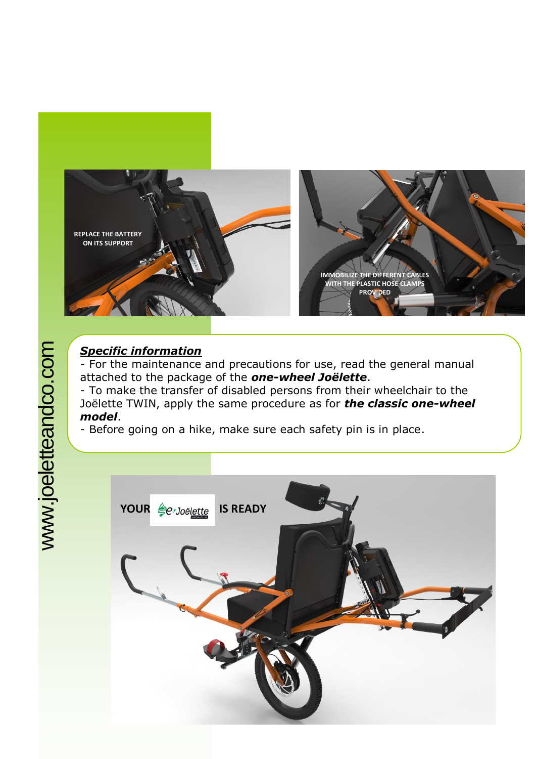REPLACE THE BATTERY ON ITS SUPPORT

IMMOBILIZE THE DIFFERENT CABLES WITH THE PLASTIC HOSE CLAMPS PROVIDED

www.joeletteandco.com

***Specific information***

- For the maintenance and precautions for use, read the general manual attached to the package of the ***one-wheel Joëlette***.
- To make the transfer of disabled persons from their wheelchair to the Joëlette TWIN, apply the same procedure as for ***the classic one-wheel model***.
- Before going on a hike, make sure each safety pin is in place.

YOUR e-Joëlette IS READY